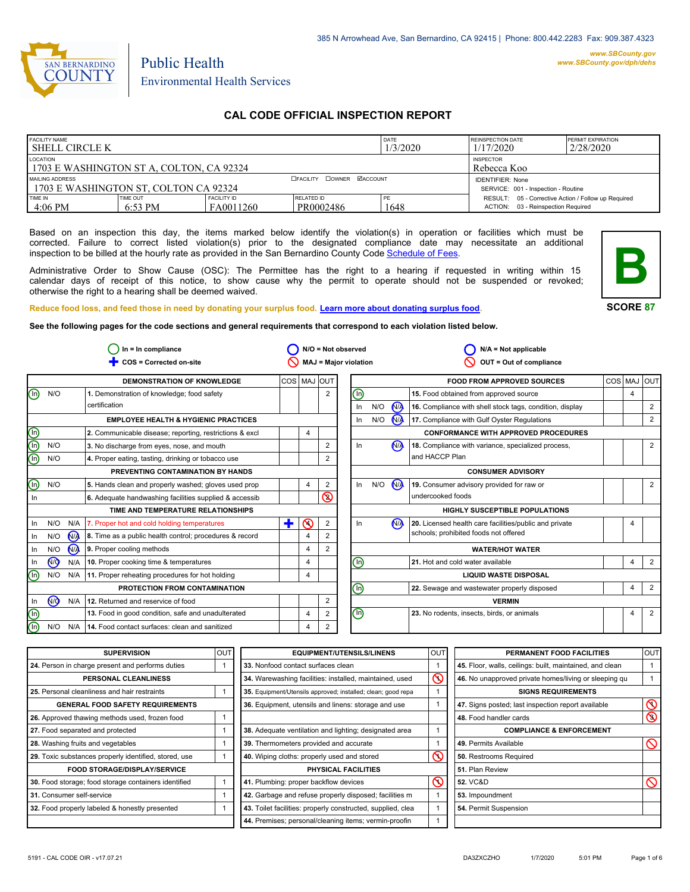385 N Arrowhead Ave, San Bernardino, CA 92415 | Phone: 800.442.2283 Fax: 909.387.4323

www.SBCounty.gov
www.SBCounty.gov/dph/dehs

SAN BERNARDINO COUNTY

Public Health
Environmental Health Services

# CAL CODE OFFICIAL INSPECTION REPORT

| FACILITY NAME | | | | DATE | REINSPECTION DATE | PERMIT EXPIRATION |
|---|---|---|---|---|---|---|
| SHELL CIRCLE K | | | | 1/3/2020 | 1/17/2020 | 2/28/2020 |
| LOCATION: 1703 E WASHINGTON ST A, COLTON, CA 92324 | | | | | INSPECTOR: Rebecca Koo | |
| MAILING ADDRESS: 1703 E WASHINGTON ST, COLTON CA 92324 | | | ☐FACILITY ☐OWNER ☑ACCOUNT | | IDENTIFIER: None<br>SERVICE: 001 - Inspection - Routine | |
| TIME IN: 4:06 PM | TIME OUT: 6:53 PM | FACILITY ID: FA0011260 | RELATED ID: PR0002486 | PE: 1648 | RESULT: 05 - Corrective Action / Follow up Required<br>ACTION: 03 - Reinspection Required | |

Based on an inspection this day, the items marked below identify the violation(s) in operation or facilities which must be corrected. Failure to correct listed violation(s) prior to the designated compliance date may necessitate an additional inspection to be billed at the hourly rate as provided in the San Bernardino County Code Schedule of Fees.

Administrative Order to Show Cause (OSC): The Permittee has the right to a hearing if requested in writing within 15 calendar days of receipt of this notice, to show cause why the permit to operate should not be suspended or revoked; otherwise the right to a hearing shall be deemed waived.

**B**
**SCORE 87**

Reduce food loss, and feed those in need by donating your surplus food. Learn more about donating surplus food.

**See the following pages for the code sections and general requirements that correspond to each violation listed below.**

In = In compliance | N/O = Not observed | N/A = Not applicable
COS = Corrected on-site | MAJ = Major violation | OUT = Out of compliance

| Status | Item | COS | MAJ | OUT |
|---|---|---|---|---|
| **DEMONSTRATION OF KNOWLEDGE** | | | | |
| In (marked) | 1. Demonstration of knowledge; food safety certification | | | 2 |
| **EMPLOYEE HEALTH & HYGIENIC PRACTICES** | | | | |
| In (marked) | 2. Communicable disease; reporting, restrictions & excl | | 4 | |
| In (marked) | 3. No discharge from eyes, nose, and mouth | | | 2 |
| In (marked) | 4. Proper eating, tasting, drinking or tobacco use | | | 2 |
| **PREVENTING CONTAMINATION BY HANDS** | | | | |
| In (marked) | 5. Hands clean and properly washed; gloves used prop | | 4 | 2 |
| | 6. Adequate handwashing facilities supplied & accessib | | | OUT (2) |
| **TIME AND TEMPERATURE RELATIONSHIPS** | | | | |
| | 7. Proper hot and cold holding temperatures | COS | MAJ (4) | 2 |
| N/A (marked) | 8. Time as a public health control; procedures & record | | 4 | 2 |
| N/A (marked) | 9. Proper cooling methods | | 4 | 2 |
| N/O (marked) | 10. Proper cooking time & temperatures | | 4 | |
| In (marked) | 11. Proper reheating procedures for hot holding | | 4 | |
| **PROTECTION FROM CONTAMINATION** | | | | |
| N/O (marked) | 12. Returned and reservice of food | | | 2 |
| In (marked) | 13. Food in good condition, safe and unadulterated | | 4 | 2 |
| In (marked) | 14. Food contact surfaces: clean and sanitized | | 4 | 2 |
| **FOOD FROM APPROVED SOURCES** | | | | |
| In (marked) | 15. Food obtained from approved source | | 4 | |
| N/A (marked) | 16. Compliance with shell stock tags, condition, display | | | 2 |
| N/A (marked) | 17. Compliance with Gulf Oyster Regulations | | | 2 |
| **CONFORMANCE WITH APPROVED PROCEDURES** | | | | |
| N/A (marked) | 18. Compliance with variance, specialized process, and HACCP Plan | | | 2 |
| **CONSUMER ADVISORY** | | | | |
| N/A (marked) | 19. Consumer advisory provided for raw or undercooked foods | | | 2 |
| **HIGHLY SUSCEPTIBLE POPULATIONS** | | | | |
| N/A (marked) | 20. Licensed health care facilities/public and private schools; prohibited foods not offered | | 4 | |
| **WATER/HOT WATER** | | | | |
| In (marked) | 21. Hot and cold water available | | 4 | 2 |
| **LIQUID WASTE DISPOSAL** | | | | |
| In (marked) | 22. Sewage and wastewater properly disposed | | 4 | 2 |
| **VERMIN** | | | | |
| In (marked) | 23. No rodents, insects, birds, or animals | | 4 | 2 |

| Item | OUT |
|---|---|
| **SUPERVISION** | |
| 24. Person in charge present and performs duties | 1 |
| **PERSONAL CLEANLINESS** | |
| 25. Personal cleanliness and hair restraints | 1 |
| **GENERAL FOOD SAFETY REQUIREMENTS** | |
| 26. Approved thawing methods used, frozen food | 1 |
| 27. Food separated and protected | 1 |
| 28. Washing fruits and vegetables | 1 |
| 29. Toxic substances properly identified, stored, use | 1 |
| **FOOD STORAGE/DISPLAY/SERVICE** | |
| 30. Food storage; food storage containers identified | 1 |
| 31. Consumer self-service | 1 |
| 32. Food properly labeled & honestly presented | 1 |
| **EQUIPMENT/UTENSILS/LINENS** | |
| 33. Nonfood contact surfaces clean | 1 |
| 34. Warewashing facilities: installed, maintained, used | OUT (1) |
| 35. Equipment/Utensils approved; installed; clean; good repa | 1 |
| 36. Equipment, utensils and linens: storage and use | 1 |
| 38. Adequate ventilation and lighting; designated area | 1 |
| 39. Thermometers provided and accurate | 1 |
| 40. Wiping cloths: properly used and stored | OUT (1) |
| **PHYSICAL FACILITIES** | |
| 41. Plumbing: proper backflow devices | OUT (1) |
| 42. Garbage and refuse properly disposed; facilities m | 1 |
| 43. Toilet facilities: properly constructed, supplied, clea | 1 |
| 44. Premises; personal/cleaning items; vermin-proofin | 1 |
| **PERMANENT FOOD FACILITIES** | |
| 45. Floor, walls, ceilings: built, maintained, and clean | 1 |
| 46. No unapproved private homes/living or sleeping qu | 1 |
| **SIGNS REQUIREMENTS** | |
| 47. Signs posted; last inspection report available | OUT |
| 48. Food handler cards | OUT (3) |
| **COMPLIANCE & ENFORCEMENT** | |
| 49. Permits Available | OUT |
| 50. Restrooms Required | |
| 51. Plan Review | |
| 52. VC&D | OUT |
| 53. Impoundment | |
| 54. Permit Suspension | |

5191 - CAL CODE OIR - v17.07.21 DA3ZXCZHO 1/7/2020 5:01 PM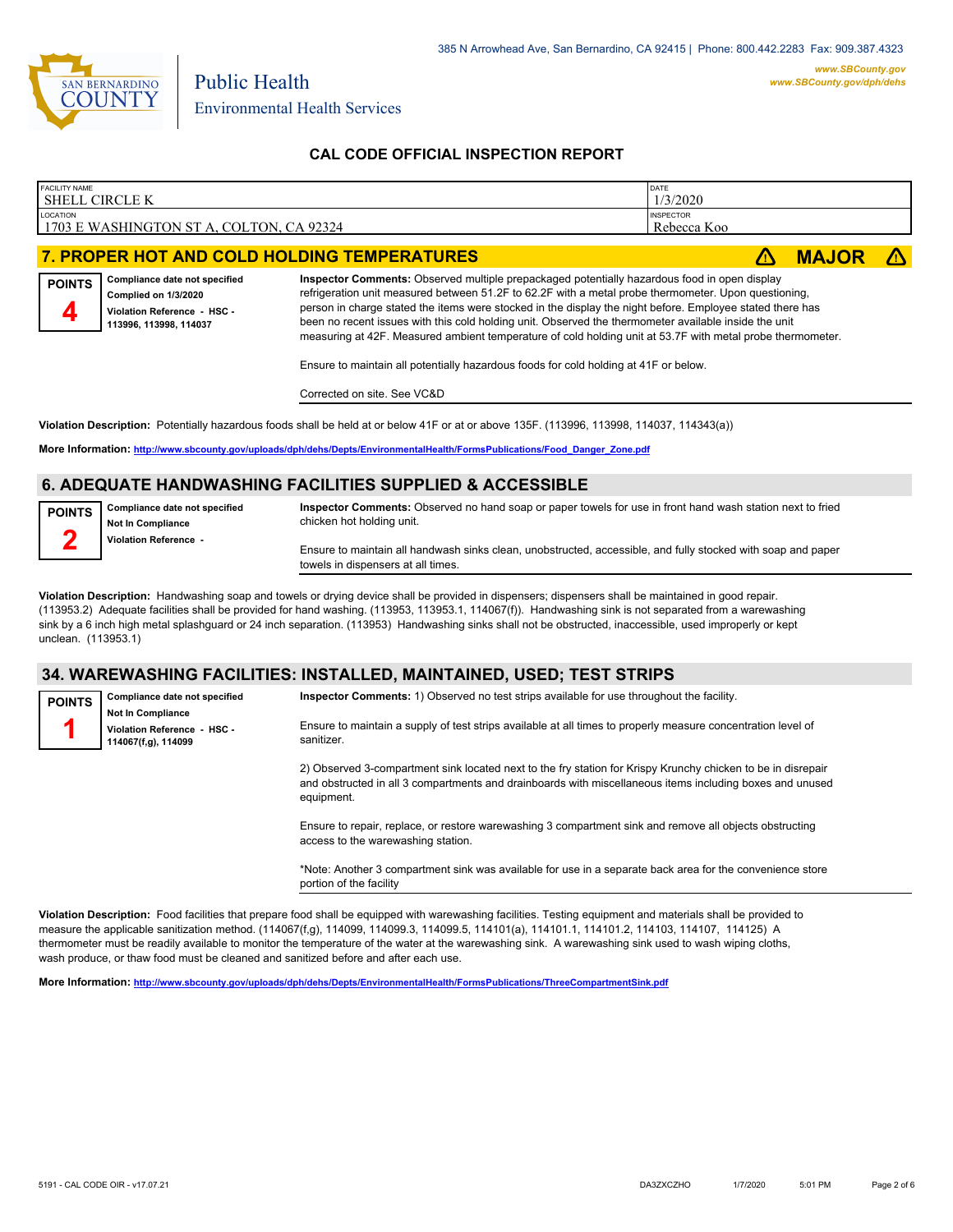San Bernardino County

Public Health
Environmental Health Services

385 N Arrowhead Ave, San Bernardino, CA 92415 | Phone: 800.442.2283 Fax: 909.387.4323
www.SBCounty.gov
www.SBCounty.gov/dph/dehs

# CAL CODE OFFICIAL INSPECTION REPORT

| | |
|---|---|
| FACILITY NAME: SHELL CIRCLE K | DATE: 1/3/2020 |
| LOCATION: 1703 E WASHINGTON ST A, COLTON, CA 92324 | INSPECTOR: Rebecca Koo |

## 7. PROPER HOT AND COLD HOLDING TEMPERATURES — ⚠ MAJOR ⚠

**POINTS** 4

**Compliance date not specified**
**Complied on 1/3/2020**
**Violation Reference - HSC - 113996, 113998, 114037**

**Inspector Comments:** Observed multiple prepackaged potentially hazardous food in open display refrigeration unit measured between 51.2F to 62.2F with a metal probe thermometer. Upon questioning, person in charge stated the items were stocked in the display the night before. Employee stated there has been no recent issues with this cold holding unit. Observed the thermometer available inside the unit measuring at 42F. Measured ambient temperature of cold holding unit at 53.7F with metal probe thermometer.

Ensure to maintain all potentially hazardous foods for cold holding at 41F or below.

Corrected on site. See VC&D

**Violation Description:** Potentially hazardous foods shall be held at or below 41F or at or above 135F. (113996, 113998, 114037, 114343(a))

**More Information:** http://www.sbcounty.gov/uploads/dph/dehs/Depts/EnvironmentalHealth/FormsPublications/Food_Danger_Zone.pdf

## 6. ADEQUATE HANDWASHING FACILITIES SUPPLIED & ACCESSIBLE

**POINTS** 2

**Compliance date not specified**
**Not In Compliance**
**Violation Reference -**

**Inspector Comments:** Observed no hand soap or paper towels for use in front hand wash station next to fried chicken hot holding unit.

Ensure to maintain all handwash sinks clean, unobstructed, accessible, and fully stocked with soap and paper towels in dispensers at all times.

**Violation Description:** Handwashing soap and towels or drying device shall be provided in dispensers; dispensers shall be maintained in good repair. (113953.2) Adequate facilities shall be provided for hand washing. (113953, 113953.1, 114067(f)). Handwashing sink is not separated from a warewashing sink by a 6 inch high metal splashguard or 24 inch separation. (113953) Handwashing sinks shall not be obstructed, inaccessible, used improperly or kept unclean. (113953.1)

## 34. WAREWASHING FACILITIES: INSTALLED, MAINTAINED, USED; TEST STRIPS

**POINTS** 1

**Compliance date not specified**
**Not In Compliance**
**Violation Reference - HSC - 114067(f,g), 114099**

**Inspector Comments:** 1) Observed no test strips available for use throughout the facility.

Ensure to maintain a supply of test strips available at all times to properly measure concentration level of sanitizer.

2) Observed 3-compartment sink located next to the fry station for Krispy Krunchy chicken to be in disrepair and obstructed in all 3 compartments and drainboards with miscellaneous items including boxes and unused equipment.

Ensure to repair, replace, or restore warewashing 3 compartment sink and remove all objects obstructing access to the warewashing station.

*Note: Another 3 compartment sink was available for use in a separate back area for the convenience store portion of the facility

**Violation Description:** Food facilities that prepare food shall be equipped with warewashing facilities. Testing equipment and materials shall be provided to measure the applicable sanitization method. (114067(f,g), 114099, 114099.3, 114099.5, 114101(a), 114101.1, 114101.2, 114103, 114107, 114125) A thermometer must be readily available to monitor the temperature of the water at the warewashing sink. A warewashing sink used to wash wiping cloths, wash produce, or thaw food must be cleaned and sanitized before and after each use.

**More Information:** http://www.sbcounty.gov/uploads/dph/dehs/Depts/EnvironmentalHealth/FormsPublications/ThreeCompartmentSink.pdf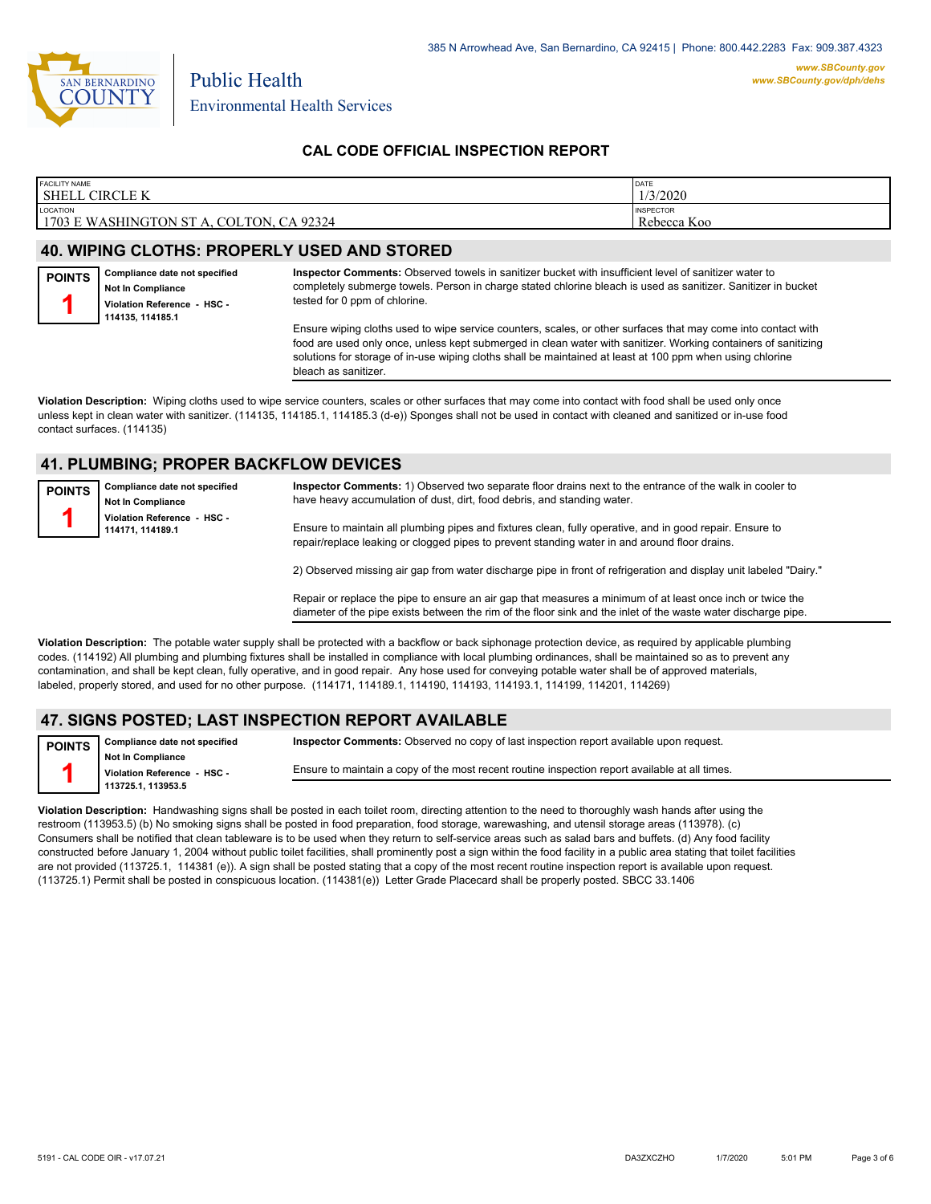385 N Arrowhead Ave, San Bernardino, CA 92415 | Phone: 800.442.2283 Fax: 909.387.4323

www.SBCounty.gov
www.SBCounty.gov/dph/dehs

SAN BERNARDINO COUNTY

Public Health
Environmental Health Services

## CAL CODE OFFICIAL INSPECTION REPORT

| FACILITY NAME | DATE |
|---|---|
| SHELL CIRCLE K | 1/3/2020 |
| **LOCATION** | **INSPECTOR** |
| 1703 E WASHINGTON ST A, COLTON, CA 92324 | Rebecca Koo |

## 40. WIPING CLOTHS: PROPERLY USED AND STORED

**POINTS**
**1**

**Compliance date not specified**
**Not In Compliance**
**Violation Reference - HSC - 114135, 114185.1**

**Inspector Comments:** Observed towels in sanitizer bucket with insufficient level of sanitizer water to completely submerge towels. Person in charge stated chlorine bleach is used as sanitizer. Sanitizer in bucket tested for 0 ppm of chlorine.

Ensure wiping cloths used to wipe service counters, scales, or other surfaces that may come into contact with food are used only once, unless kept submerged in clean water with sanitizer. Working containers of sanitizing solutions for storage of in-use wiping cloths shall be maintained at least at 100 ppm when using chlorine bleach as sanitizer.

**Violation Description:** Wiping cloths used to wipe service counters, scales or other surfaces that may come into contact with food shall be used only once unless kept in clean water with sanitizer. (114135, 114185.1, 114185.3 (d-e)) Sponges shall not be used in contact with cleaned and sanitized or in-use food contact surfaces. (114135)

## 41. PLUMBING; PROPER BACKFLOW DEVICES

**POINTS**
**1**

**Compliance date not specified**
**Not In Compliance**
**Violation Reference - HSC - 114171, 114189.1**

**Inspector Comments:** 1) Observed two separate floor drains next to the entrance of the walk in cooler to have heavy accumulation of dust, dirt, food debris, and standing water.

Ensure to maintain all plumbing pipes and fixtures clean, fully operative, and in good repair. Ensure to repair/replace leaking or clogged pipes to prevent standing water in and around floor drains.

2) Observed missing air gap from water discharge pipe in front of refrigeration and display unit labeled "Dairy."

Repair or replace the pipe to ensure an air gap that measures a minimum of at least once inch or twice the diameter of the pipe exists between the rim of the floor sink and the inlet of the waste water discharge pipe.

**Violation Description:** The potable water supply shall be protected with a backflow or back siphonage protection device, as required by applicable plumbing codes. (114192) All plumbing and plumbing fixtures shall be installed in compliance with local plumbing ordinances, shall be maintained so as to prevent any contamination, and shall be kept clean, fully operative, and in good repair. Any hose used for conveying potable water shall be of approved materials, labeled, properly stored, and used for no other purpose. (114171, 114189.1, 114190, 114193, 114193.1, 114199, 114201, 114269)

## 47. SIGNS POSTED; LAST INSPECTION REPORT AVAILABLE

**POINTS**
**1**

**Compliance date not specified**
**Not In Compliance**
**Violation Reference - HSC - 113725.1, 113953.5**

**Inspector Comments:** Observed no copy of last inspection report available upon request.

Ensure to maintain a copy of the most recent routine inspection report available at all times.

**Violation Description:** Handwashing signs shall be posted in each toilet room, directing attention to the need to thoroughly wash hands after using the restroom (113953.5) (b) No smoking signs shall be posted in food preparation, food storage, warewashing, and utensil storage areas (113978). (c) Consumers shall be notified that clean tableware is to be used when they return to self-service areas such as salad bars and buffets. (d) Any food facility constructed before January 1, 2004 without public toilet facilities, shall prominently post a sign within the food facility in a public area stating that toilet facilities are not provided (113725.1, 114381 (e)). A sign shall be posted stating that a copy of the most recent routine inspection report is available upon request. (113725.1) Permit shall be posted in conspicuous location. (114381(e)) Letter Grade Placecard shall be properly posted. SBCC 33.1406

5191 - CAL CODE OIR - v17.07.21 DA3ZXCZHO 1/7/2020 5:01 PM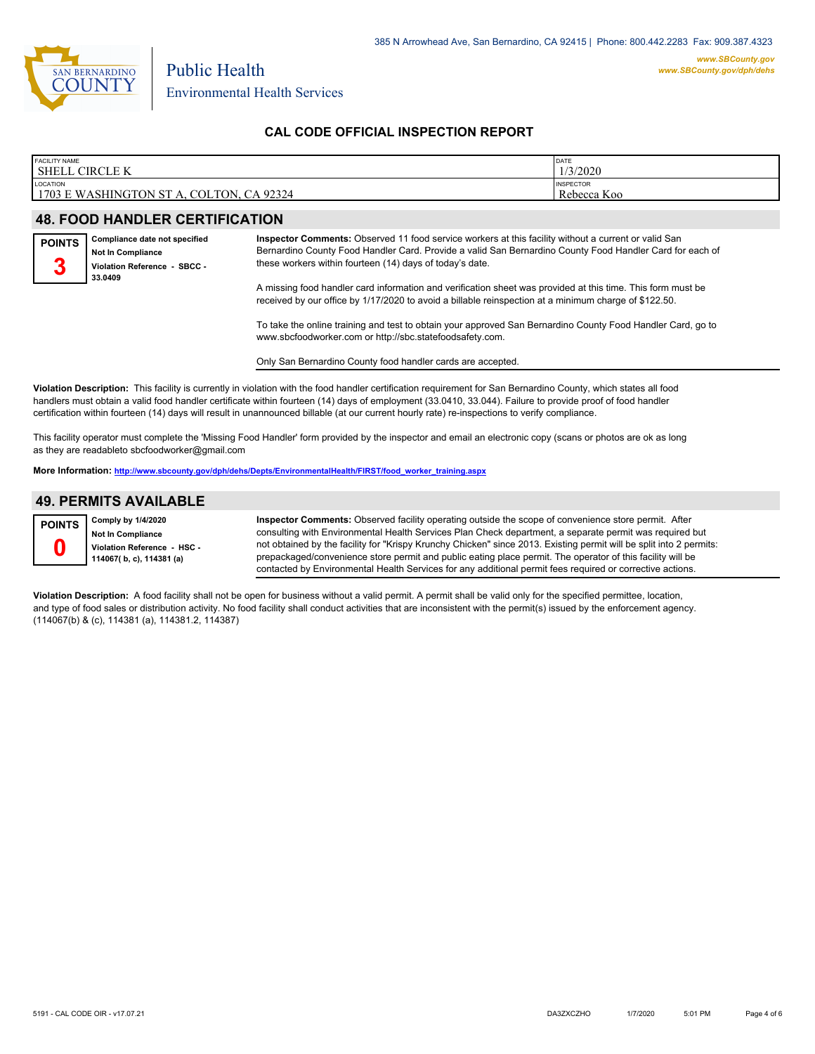385 N Arrowhead Ave, San Bernardino, CA 92415 | Phone: 800.442.2283 Fax: 909.387.4323

www.SBCounty.gov
www.SBCounty.gov/dph/dehs

Public Health
Environmental Health Services

## CAL CODE OFFICIAL INSPECTION REPORT

| FACILITY NAME | DATE |
|---|---|
| SHELL CIRCLE K | 1/3/2020 |
| **LOCATION** | **INSPECTOR** |
| 1703 E WASHINGTON ST A, COLTON, CA 92324 | Rebecca Koo |

## 48. FOOD HANDLER CERTIFICATION

**POINTS**
**3**

**Compliance date not specified**
**Not In Compliance**
**Violation Reference - SBCC - 33.0409**

**Inspector Comments:** Observed 11 food service workers at this facility without a current or valid San Bernardino County Food Handler Card. Provide a valid San Bernardino County Food Handler Card for each of these workers within fourteen (14) days of today's date.

A missing food handler card information and verification sheet was provided at this time. This form must be received by our office by 1/17/2020 to avoid a billable reinspection at a minimum charge of $122.50.

To take the online training and test to obtain your approved San Bernardino County Food Handler Card, go to www.sbcfoodworker.com or http://sbc.statefoodsafety.com.

Only San Bernardino County food handler cards are accepted.

**Violation Description:** This facility is currently in violation with the food handler certification requirement for San Bernardino County, which states all food handlers must obtain a valid food handler certificate within fourteen (14) days of employment (33.0410, 33.044). Failure to provide proof of food handler certification within fourteen (14) days will result in unannounced billable (at our current hourly rate) re-inspections to verify compliance.

This facility operator must complete the 'Missing Food Handler' form provided by the inspector and email an electronic copy (scans or photos are ok as long as they are readableto sbcfoodworker@gmail.com

**More Information:** http://www.sbcounty.gov/dph/dehs/Depts/EnvironmentalHealth/FIRST/food_worker_training.aspx

## 49. PERMITS AVAILABLE

**POINTS**
**0**

**Comply by 1/4/2020**
**Not In Compliance**
**Violation Reference - HSC - 114067( b, c), 114381 (a)**

**Inspector Comments:** Observed facility operating outside the scope of convenience store permit. After consulting with Environmental Health Services Plan Check department, a separate permit was required but not obtained by the facility for "Krispy Krunchy Chicken" since 2013. Existing permit will be split into 2 permits: prepackaged/convenience store permit and public eating place permit. The operator of this facility will be contacted by Environmental Health Services for any additional permit fees required or corrective actions.

**Violation Description:** A food facility shall not be open for business without a valid permit. A permit shall be valid only for the specified permittee, location, and type of food sales or distribution activity. No food facility shall conduct activities that are inconsistent with the permit(s) issued by the enforcement agency. (114067(b) & (c), 114381 (a), 114381.2, 114387)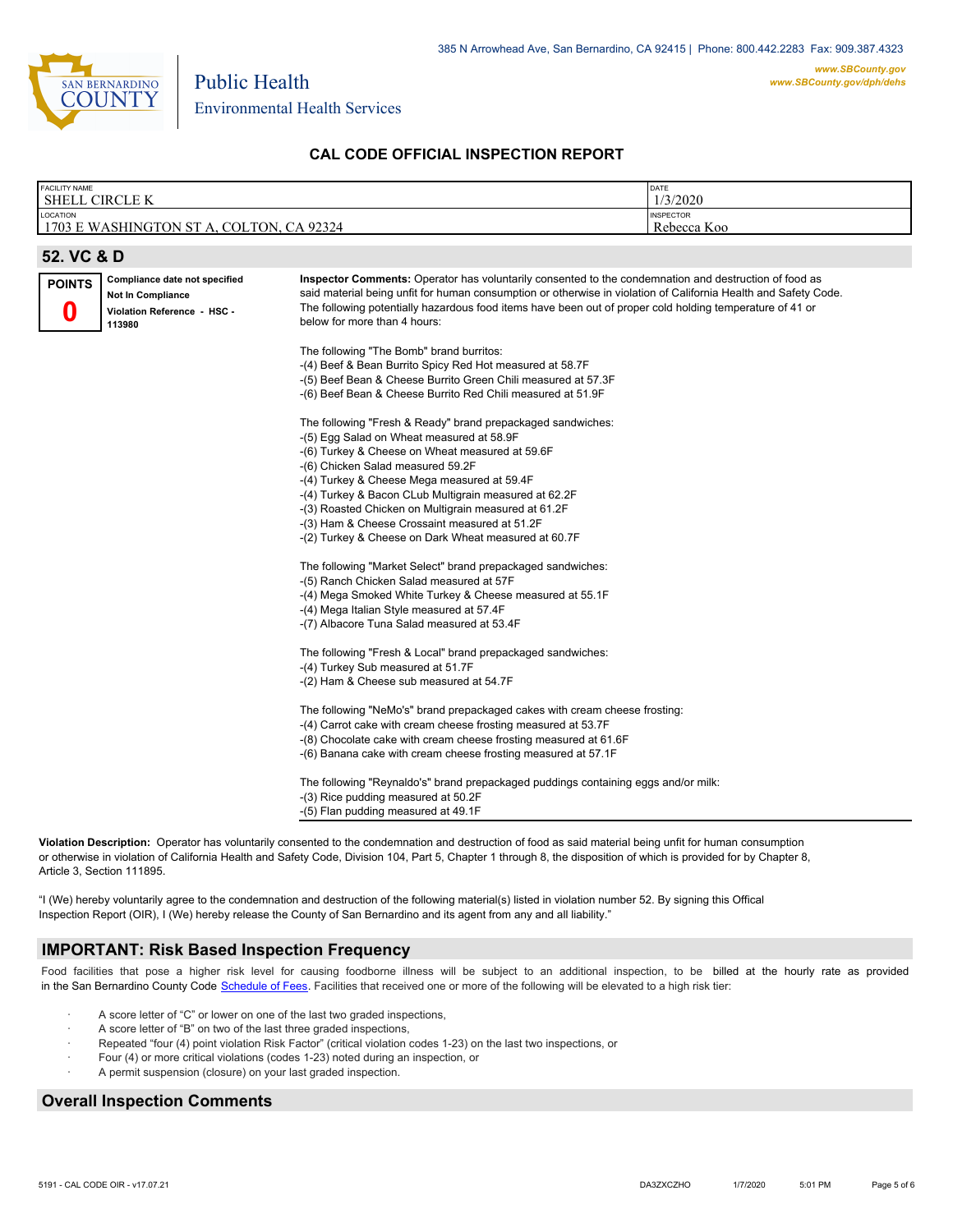Public Health
Environmental Health Services

385 N Arrowhead Ave, San Bernardino, CA 92415 | Phone: 800.442.2283 Fax: 909.387.4323
www.SBCounty.gov
www.SBCounty.gov/dph/dehs

# CAL CODE OFFICIAL INSPECTION REPORT

| FACILITY NAME | DATE |
|---|---|
| SHELL CIRCLE K | 1/3/2020 |
| **LOCATION** | **INSPECTOR** |
| 1703 E WASHINGTON ST A, COLTON, CA 92324 | Rebecca Koo |

## 52. VC & D

**POINTS** 0

**Compliance date not specified**
**Not In Compliance**
**Violation Reference - HSC - 113980**

**Inspector Comments:** Operator has voluntarily consented to the condemnation and destruction of food as said material being unfit for human consumption or otherwise in violation of California Health and Safety Code. The following potentially hazardous food items have been out of proper cold holding temperature of 41 or below for more than 4 hours:

The following "The Bomb" brand burritos:
-(4) Beef & Bean Burrito Spicy Red Hot measured at 58.7F
-(5) Beef Bean & Cheese Burrito Green Chili measured at 57.3F
-(6) Beef Bean & Cheese Burrito Red Chili measured at 51.9F

The following "Fresh & Ready" brand prepackaged sandwiches:
-(5) Egg Salad on Wheat measured at 58.9F
-(6) Turkey & Cheese on Wheat measured at 59.6F
-(6) Chicken Salad measured 59.2F
-(4) Turkey & Cheese Mega measured at 59.4F
-(4) Turkey & Bacon CLub Multigrain measured at 62.2F
-(3) Roasted Chicken on Multigrain measured at 61.2F
-(3) Ham & Cheese Crossaint measured at 51.2F
-(2) Turkey & Cheese on Dark Wheat measured at 60.7F

The following "Market Select" brand prepackaged sandwiches:
-(5) Ranch Chicken Salad measured at 57F
-(4) Mega Smoked White Turkey & Cheese measured at 55.1F
-(4) Mega Italian Style measured at 57.4F
-(7) Albacore Tuna Salad measured at 53.4F

The following "Fresh & Local" brand prepackaged sandwiches:
-(4) Turkey Sub measured at 51.7F
-(2) Ham & Cheese sub measured at 54.7F

The following "NeMo's" brand prepackaged cakes with cream cheese frosting:
-(4) Carrot cake with cream cheese frosting measured at 53.7F
-(8) Chocolate cake with cream cheese frosting measured at 61.6F
-(6) Banana cake with cream cheese frosting measured at 57.1F

The following "Reynaldo's" brand prepackaged puddings containing eggs and/or milk:
-(3) Rice pudding measured at 50.2F
-(5) Flan pudding measured at 49.1F

**Violation Description:** Operator has voluntarily consented to the condemnation and destruction of food as said material being unfit for human consumption or otherwise in violation of California Health and Safety Code, Division 104, Part 5, Chapter 1 through 8, the disposition of which is provided for by Chapter 8, Article 3, Section 111895.

"I (We) hereby voluntarily agree to the condemnation and destruction of the following material(s) listed in violation number 52. By signing this Offical Inspection Report (OIR), I (We) hereby release the County of San Bernardino and its agent from any and all liability."

## IMPORTANT: Risk Based Inspection Frequency

Food facilities that pose a higher risk level for causing foodborne illness will be subject to an additional inspection, to be billed at the hourly rate as provided in the San Bernardino County Code Schedule of Fees. Facilities that received one or more of the following will be elevated to a high risk tier:

- A score letter of "C" or lower on one of the last two graded inspections,
- A score letter of "B" on two of the last three graded inspections,
- Repeated "four (4) point violation Risk Factor" (critical violation codes 1-23) on the last two inspections, or
- Four (4) or more critical violations (codes 1-23) noted during an inspection, or
- A permit suspension (closure) on your last graded inspection.

## Overall Inspection Comments

5191 - CAL CODE OIR - v17.07.21 DA3ZXCZHO 1/7/2020 5:01 PM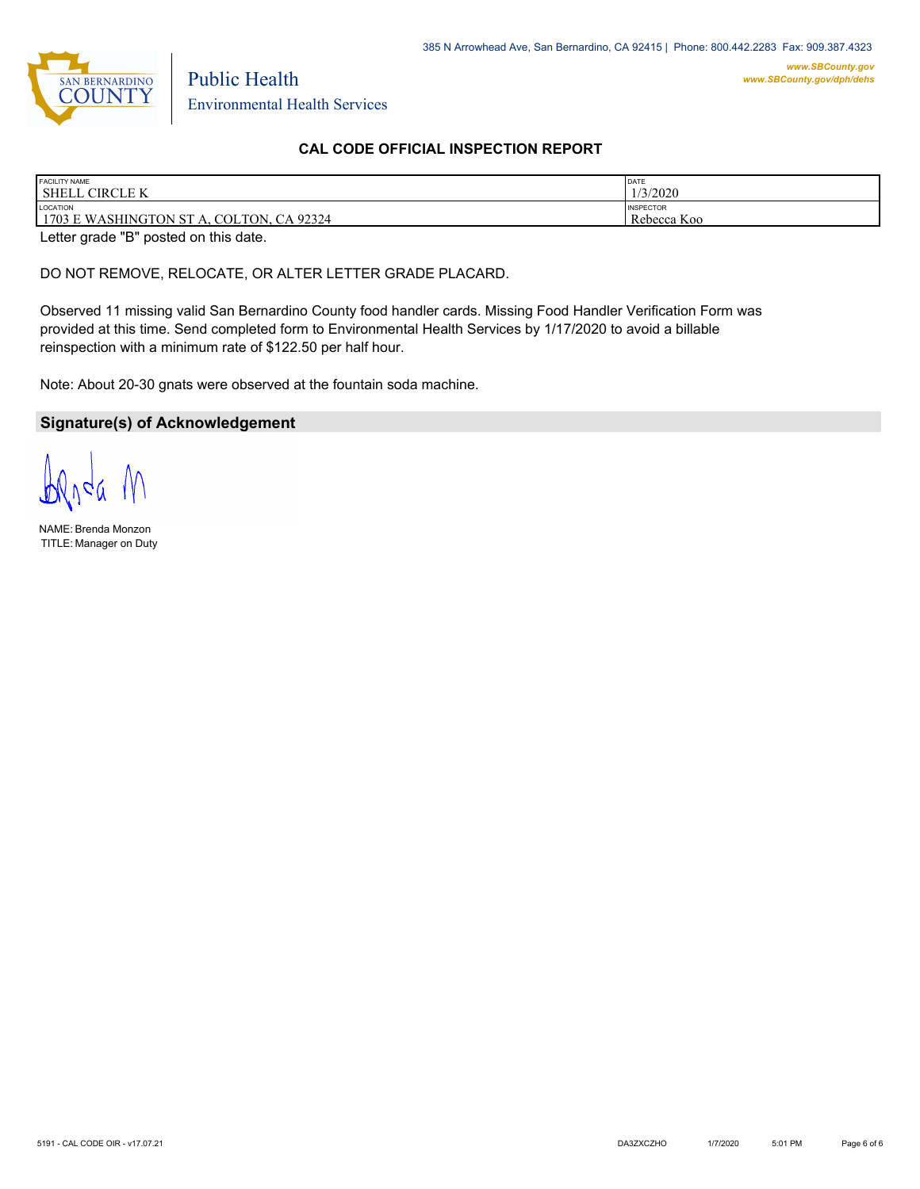385 N Arrowhead Ave, San Bernardino, CA 92415 | Phone: 800.442.2283 Fax: 909.387.4323

SAN BERNARDINO COUNTY

Public Health
Environmental Health Services

*www.SBCounty.gov*
*www.SBCounty.gov/dph/dehs*

## CAL CODE OFFICIAL INSPECTION REPORT

| FACILITY NAME | DATE |
|---|---|
| SHELL CIRCLE K | 1/3/2020 |
| **LOCATION** | **INSPECTOR** |
| 1703 E WASHINGTON ST A, COLTON, CA 92324 | Rebecca Koo |

Letter grade "B" posted on this date.

DO NOT REMOVE, RELOCATE, OR ALTER LETTER GRADE PLACARD.

Observed 11 missing valid San Bernardino County food handler cards. Missing Food Handler Verification Form was provided at this time. Send completed form to Environmental Health Services by 1/17/2020 to avoid a billable reinspection with a minimum rate of $122.50 per half hour.

Note: About 20-30 gnats were observed at the fountain soda machine.

### Signature(s) of Acknowledgement

NAME: Brenda Monzon
TITLE: Manager on Duty

5191 - CAL CODE OIR - v17.07.21 DA3ZXCZHO 1/7/2020 5:01 PM